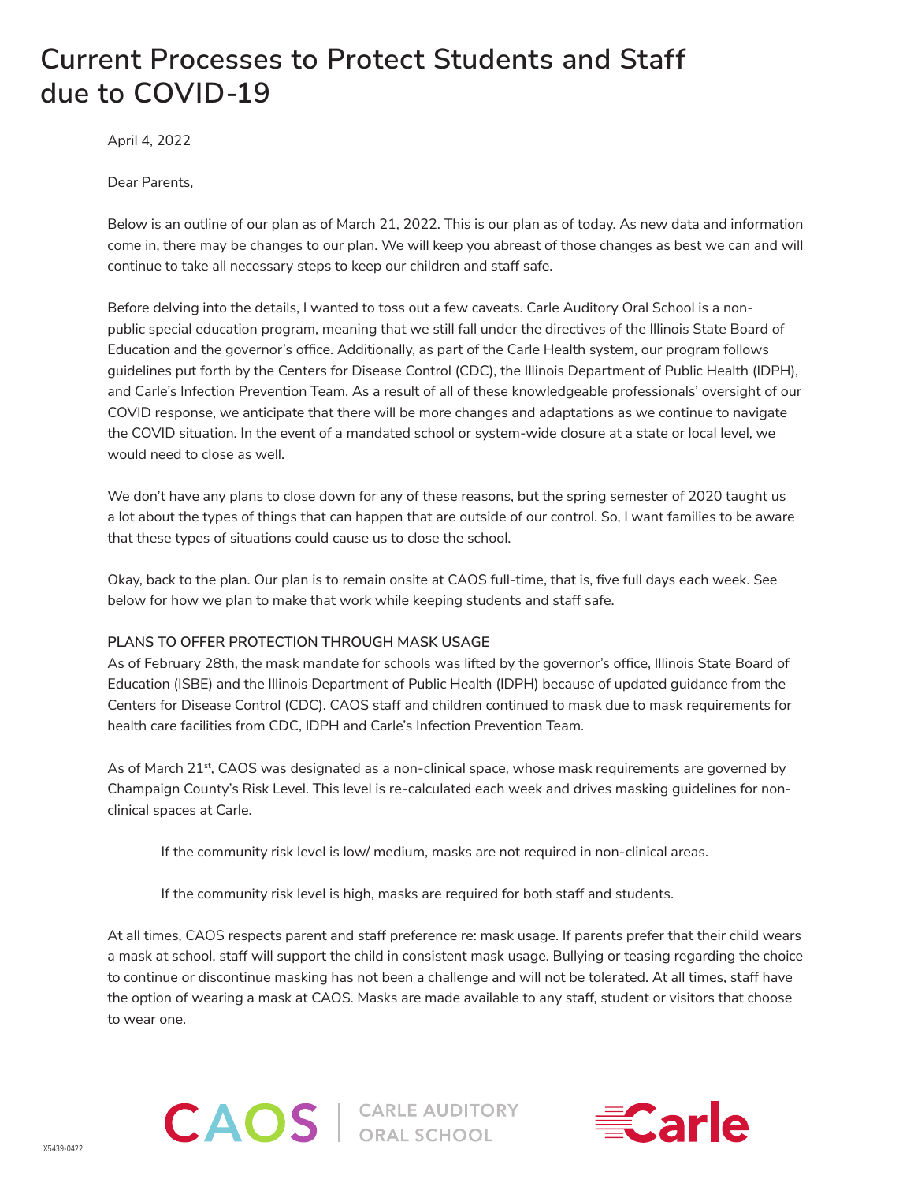# Current Processes to Protect Students and Staff due to COVID-19

April 4, 2022

Dear Parents,

Below is an outline of our plan as of March 21, 2022. This is our plan as of today. As new data and information come in, there may be changes to our plan. We will keep you abreast of those changes as best we can and will continue to take all necessary steps to keep our children and staff safe.

Before delving into the details, I wanted to toss out a few caveats. Carle Auditory Oral School is a non-public special education program, meaning that we still fall under the directives of the Illinois State Board of Education and the governor's office. Additionally, as part of the Carle Health system, our program follows guidelines put forth by the Centers for Disease Control (CDC), the Illinois Department of Public Health (IDPH), and Carle's Infection Prevention Team. As a result of all of these knowledgeable professionals' oversight of our COVID response, we anticipate that there will be more changes and adaptations as we continue to navigate the COVID situation. In the event of a mandated school or system-wide closure at a state or local level, we would need to close as well.

We don't have any plans to close down for any of these reasons, but the spring semester of 2020 taught us a lot about the types of things that can happen that are outside of our control. So, I want families to be aware that these types of situations could cause us to close the school.

Okay, back to the plan. Our plan is to remain onsite at CAOS full-time, that is, five full days each week. See below for how we plan to make that work while keeping students and staff safe.

PLANS TO OFFER PROTECTION THROUGH MASK USAGE

As of February 28th, the mask mandate for schools was lifted by the governor's office, Illinois State Board of Education (ISBE) and the Illinois Department of Public Health (IDPH) because of updated guidance from the Centers for Disease Control (CDC). CAOS staff and children continued to mask due to mask requirements for health care facilities from CDC, IDPH and Carle's Infection Prevention Team.

As of March 21st, CAOS was designated as a non-clinical space, whose mask requirements are governed by Champaign County's Risk Level. This level is re-calculated each week and drives masking guidelines for non-clinical spaces at Carle.

If the community risk level is low/ medium, masks are not required in non-clinical areas.

If the community risk level is high, masks are required for both staff and students.

At all times, CAOS respects parent and staff preference re: mask usage. If parents prefer that their child wears a mask at school, staff will support the child in consistent mask usage. Bullying or teasing regarding the choice to continue or discontinue masking has not been a challenge and will not be tolerated. At all times, staff have the option of wearing a mask at CAOS. Masks are made available to any staff, student or visitors that choose to wear one.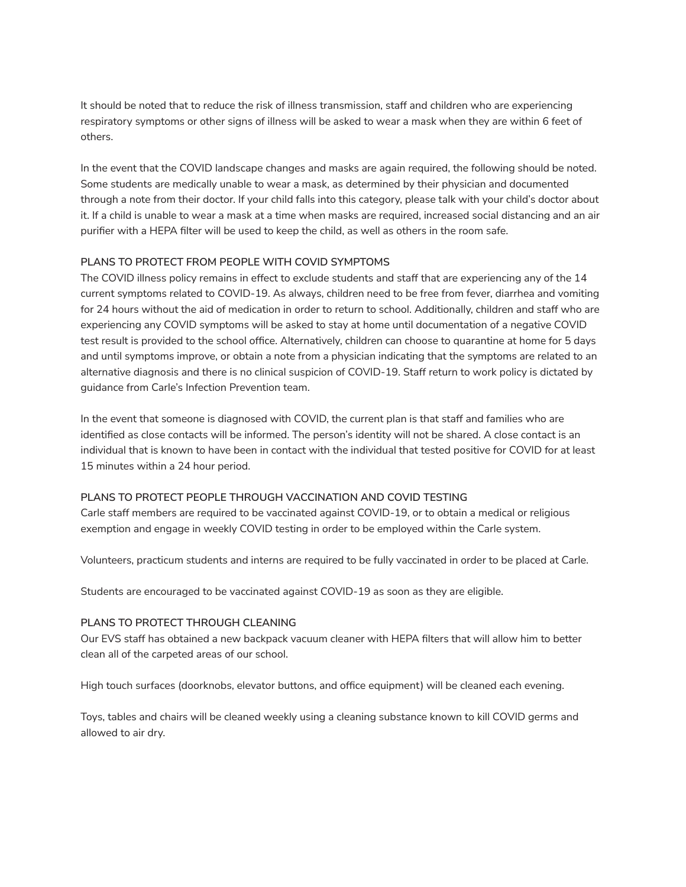It should be noted that to reduce the risk of illness transmission, staff and children who are experiencing respiratory symptoms or other signs of illness will be asked to wear a mask when they are within 6 feet of others.

In the event that the COVID landscape changes and masks are again required, the following should be noted. Some students are medically unable to wear a mask, as determined by their physician and documented through a note from their doctor. If your child falls into this category, please talk with your child's doctor about it. If a child is unable to wear a mask at a time when masks are required, increased social distancing and an air purifier with a HEPA filter will be used to keep the child, as well as others in the room safe.

## PLANS TO PROTECT FROM PEOPLE WITH COVID SYMPTOMS

The COVID illness policy remains in effect to exclude students and staff that are experiencing any of the 14 current symptoms related to COVID-19. As always, children need to be free from fever, diarrhea and vomiting for 24 hours without the aid of medication in order to return to school. Additionally, children and staff who are experiencing any COVID symptoms will be asked to stay at home until documentation of a negative COVID test result is provided to the school office. Alternatively, children can choose to quarantine at home for 5 days and until symptoms improve, or obtain a note from a physician indicating that the symptoms are related to an alternative diagnosis and there is no clinical suspicion of COVID-19. Staff return to work policy is dictated by guidance from Carle's Infection Prevention team.

In the event that someone is diagnosed with COVID, the current plan is that staff and families who are identified as close contacts will be informed. The person's identity will not be shared. A close contact is an individual that is known to have been in contact with the individual that tested positive for COVID for at least 15 minutes within a 24 hour period.

## PLANS TO PROTECT PEOPLE THROUGH VACCINATION AND COVID TESTING

Carle staff members are required to be vaccinated against COVID-19, or to obtain a medical or religious exemption and engage in weekly COVID testing in order to be employed within the Carle system.

Volunteers, practicum students and interns are required to be fully vaccinated in order to be placed at Carle.

Students are encouraged to be vaccinated against COVID-19 as soon as they are eligible.

## PLANS TO PROTECT THROUGH CLEANING

Our EVS staff has obtained a new backpack vacuum cleaner with HEPA filters that will allow him to better clean all of the carpeted areas of our school.

High touch surfaces (doorknobs, elevator buttons, and office equipment) will be cleaned each evening.

Toys, tables and chairs will be cleaned weekly using a cleaning substance known to kill COVID germs and allowed to air dry.